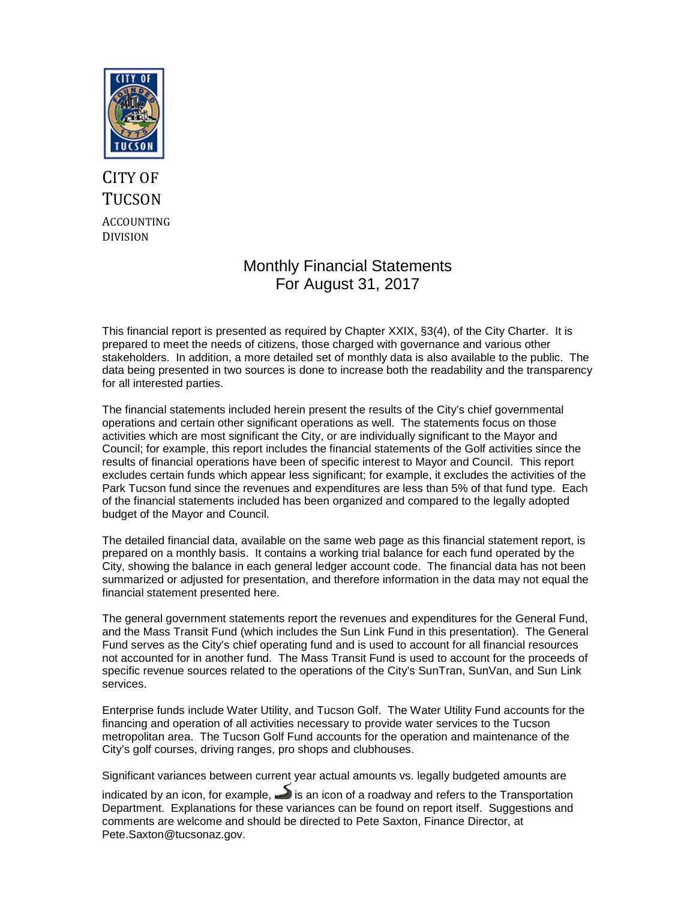CITY OF TUCSON

ACCOUNTING DIVISION

# Monthly Financial Statements
## For August 31, 2017

This financial report is presented as required by Chapter XXIX, §3(4), of the City Charter. It is prepared to meet the needs of citizens, those charged with governance and various other stakeholders. In addition, a more detailed set of monthly data is also available to the public. The data being presented in two sources is done to increase both the readability and the transparency for all interested parties.

The financial statements included herein present the results of the City's chief governmental operations and certain other significant operations as well. The statements focus on those activities which are most significant the City, or are individually significant to the Mayor and Council; for example, this report includes the financial statements of the Golf activities since the results of financial operations have been of specific interest to Mayor and Council. This report excludes certain funds which appear less significant; for example, it excludes the activities of the Park Tucson fund since the revenues and expenditures are less than 5% of that fund type. Each of the financial statements included has been organized and compared to the legally adopted budget of the Mayor and Council.

The detailed financial data, available on the same web page as this financial statement report, is prepared on a monthly basis. It contains a working trial balance for each fund operated by the City, showing the balance in each general ledger account code. The financial data has not been summarized or adjusted for presentation, and therefore information in the data may not equal the financial statement presented here.

The general government statements report the revenues and expenditures for the General Fund, and the Mass Transit Fund (which includes the Sun Link Fund in this presentation). The General Fund serves as the City's chief operating fund and is used to account for all financial resources not accounted for in another fund. The Mass Transit Fund is used to account for the proceeds of specific revenue sources related to the operations of the City's SunTran, SunVan, and Sun Link services.

Enterprise funds include Water Utility, and Tucson Golf. The Water Utility Fund accounts for the financing and operation of all activities necessary to provide water services to the Tucson metropolitan area. The Tucson Golf Fund accounts for the operation and maintenance of the City's golf courses, driving ranges, pro shops and clubhouses.

Significant variances between current year actual amounts vs. legally budgeted amounts are indicated by an icon, for example, is an icon of a roadway and refers to the Transportation Department. Explanations for these variances can be found on report itself. Suggestions and comments are welcome and should be directed to Pete Saxton, Finance Director, at Pete.Saxton@tucsonaz.gov.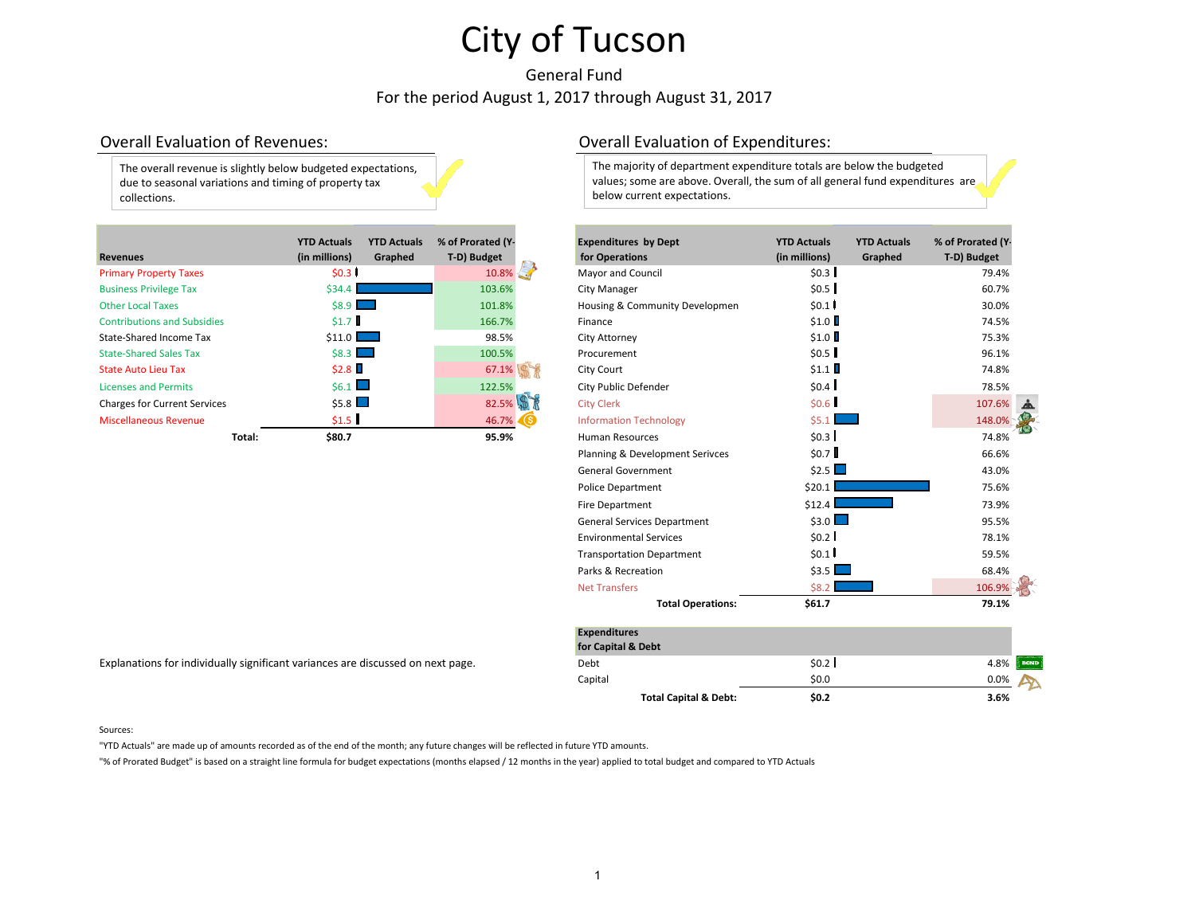# City of Tucson

General Fund

For the period August 1, 2017 through August 31, 2017

## Overall Evaluation of Revenues:

The overall revenue is slightly below budgeted expectations, due to seasonal variations and timing of property tax collections.

| Revenues | YTD Actuals (in millions) | YTD Actuals Graphed | % of Prorated (Y-T-D) Budget |
|---|---|---|---|
| Primary Property Taxes | $0.3 | | 10.8% |
| Business Privilege Tax | $34.4 | | 103.6% |
| Other Local Taxes | $8.9 | | 101.8% |
| Contributions and Subsidies | $1.7 | | 166.7% |
| State-Shared Income Tax | $11.0 | | 98.5% |
| State-Shared Sales Tax | $8.3 | | 100.5% |
| State Auto Lieu Tax | $2.8 | | 67.1% |
| Licenses and Permits | $6.1 | | 122.5% |
| Charges for Current Services | $5.8 | | 82.5% |
| Miscellaneous Revenue | $1.5 | | 46.7% |
| **Total:** | **$80.7** | | **95.9%** |

Explanations for individually significant variances are discussed on next page.

## Overall Evaluation of Expenditures:

The majority of department expenditure totals are below the budgeted values; some are above. Overall, the sum of all general fund expenditures are below current expectations.

| Expenditures by Dept for Operations | YTD Actuals (in millions) | YTD Actuals Graphed | % of Prorated (Y-T-D) Budget |
|---|---|---|---|
| Mayor and Council | $0.3 | | 79.4% |
| City Manager | $0.5 | | 60.7% |
| Housing & Community Developmen | $0.1 | | 30.0% |
| Finance | $1.0 | | 74.5% |
| City Attorney | $1.0 | | 75.3% |
| Procurement | $0.5 | | 96.1% |
| City Court | $1.1 | | 74.8% |
| City Public Defender | $0.4 | | 78.5% |
| City Clerk | $0.6 | | 107.6% |
| Information Technology | $5.1 | | 148.0% |
| Human Resources | $0.3 | | 74.8% |
| Planning & Development Serivces | $0.7 | | 66.6% |
| General Government | $2.5 | | 43.0% |
| Police Department | $20.1 | | 75.6% |
| Fire Department | $12.4 | | 73.9% |
| General Services Department | $3.0 | | 95.5% |
| Environmental Services | $0.2 | | 78.1% |
| Transportation Department | $0.1 | | 59.5% |
| Parks & Recreation | $3.5 | | 68.4% |
| Net Transfers | $8.2 | | 106.9% |
| **Total Operations:** | **$61.7** | | **79.1%** |

| Expenditures for Capital & Debt | YTD Actuals (in millions) | YTD Actuals Graphed | % of Prorated (Y-T-D) Budget |
|---|---|---|---|
| Debt | $0.2 | | 4.8% |
| Capital | $0.0 | | 0.0% |
| **Total Capital & Debt:** | **$0.2** | | **3.6%** |

Sources:

"YTD Actuals" are made up of amounts recorded as of the end of the month; any future changes will be reflected in future YTD amounts.

"% of Prorated Budget" is based on a straight line formula for budget expectations (months elapsed / 12 months in the year) applied to total budget and compared to YTD Actuals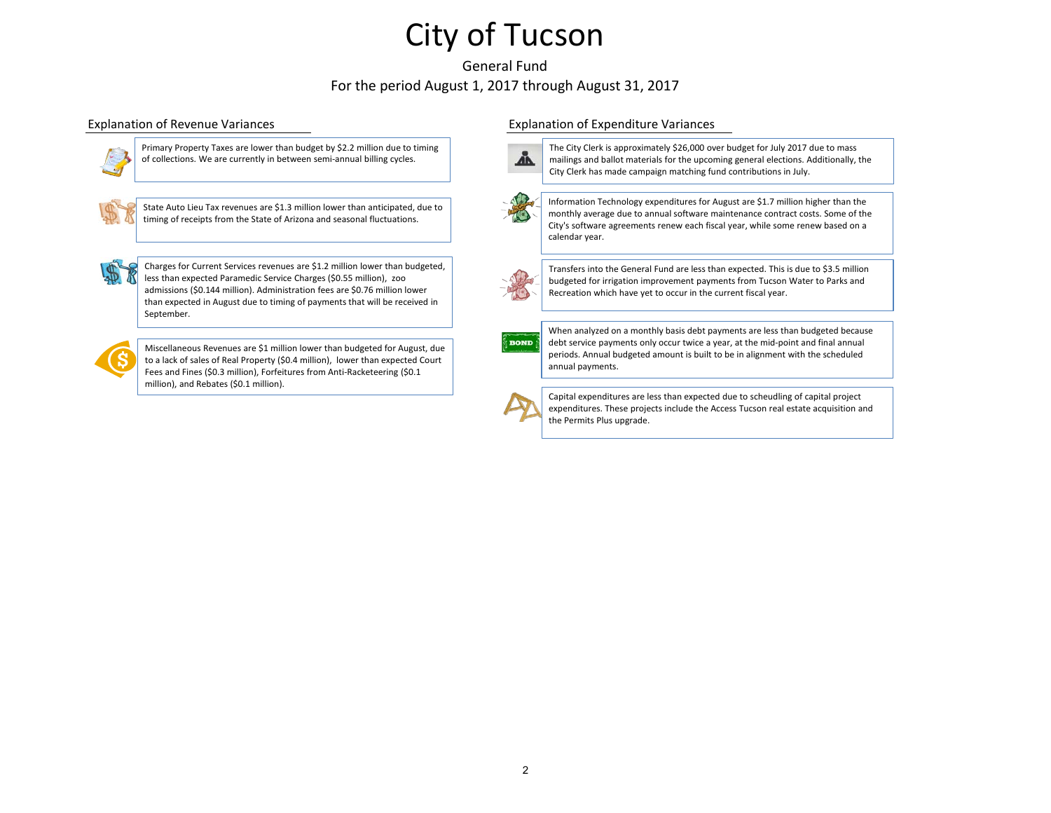# City of Tucson

General Fund

For the period August 1, 2017 through August 31, 2017

## Explanation of Revenue Variances

Primary Property Taxes are lower than budget by $2.2 million due to timing of collections. We are currently in between semi-annual billing cycles.

State Auto Lieu Tax revenues are $1.3 million lower than anticipated, due to timing of receipts from the State of Arizona and seasonal fluctuations.

Charges for Current Services revenues are $1.2 million lower than budgeted, less than expected Paramedic Service Charges ($0.55 million), zoo admissions ($0.144 million). Administration fees are $0.76 million lower than expected in August due to timing of payments that will be received in September.

Miscellaneous Revenues are $1 million lower than budgeted for August, due to a lack of sales of Real Property ($0.4 million), lower than expected Court Fees and Fines ($0.3 million), Forfeitures from Anti-Racketeering ($0.1 million), and Rebates ($0.1 million).

## Explanation of Expenditure Variances

The City Clerk is approximately $26,000 over budget for July 2017 due to mass mailings and ballot materials for the upcoming general elections. Additionally, the City Clerk has made campaign matching fund contributions in July.

Information Technology expenditures for August are $1.7 million higher than the monthly average due to annual software maintenance contract costs. Some of the City's software agreements renew each fiscal year, while some renew based on a calendar year.

Transfers into the General Fund are less than expected. This is due to $3.5 million budgeted for irrigation improvement payments from Tucson Water to Parks and Recreation which have yet to occur in the current fiscal year.

When analyzed on a monthly basis debt payments are less than budgeted because debt service payments only occur twice a year, at the mid-point and final annual periods. Annual budgeted amount is built to be in alignment with the scheduled annual payments.

Capital expenditures are less than expected due to scheudling of capital project expenditures. These projects include the Access Tucson real estate acquisition and the Permits Plus upgrade.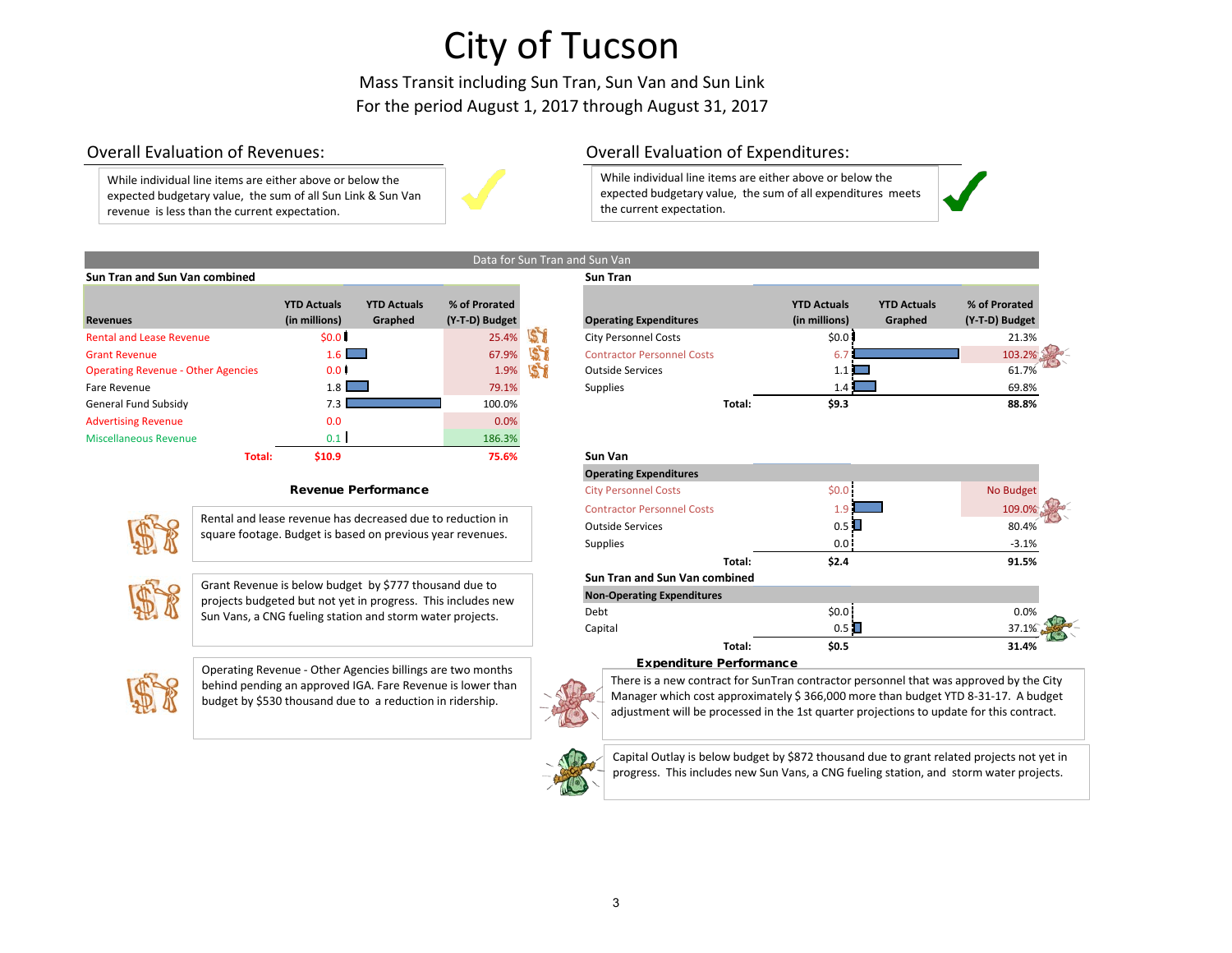# City of Tucson

Mass Transit including Sun Tran, Sun Van and Sun Link

For the period August 1, 2017 through August 31, 2017

## Overall Evaluation of Revenues:

While individual line items are either above or below the expected budgetary value, the sum of all Sun Link & Sun Van revenue is less than the current expectation.

## Overall Evaluation of Expenditures:

While individual line items are either above or below the expected budgetary value, the sum of all expenditures meets the current expectation.

Data for Sun Tran and Sun Van

### Sun Tran and Sun Van combined

| Revenues | YTD Actuals (in millions) | YTD Actuals Graphed | % of Prorated (Y-T-D) Budget |
|---|---|---|---|
| Rental and Lease Revenue | $0.0 | | 25.4% |
| Grant Revenue | 1.6 | | 67.9% |
| Operating Revenue - Other Agencies | 0.0 | | 1.9% |
| Fare Revenue | 1.8 | | 79.1% |
| General Fund Subsidy | 7.3 | | 100.0% |
| Advertising Revenue | 0.0 | | 0.0% |
| Miscellaneous Revenue | 0.1 | | 186.3% |
| **Total:** | **$10.9** | | **75.6%** |

### Sun Tran

| Operating Expenditures | YTD Actuals (in millions) | YTD Actuals Graphed | % of Prorated (Y-T-D) Budget |
|---|---|---|---|
| City Personnel Costs | $0.0 | | 21.3% |
| Contractor Personnel Costs | 6.7 | | 103.2% |
| Outside Services | 1.1 | | 61.7% |
| Supplies | 1.4 | | 69.8% |
| **Total:** | **$9.3** | | **88.8%** |

### Sun Van

| Operating Expenditures | YTD Actuals (in millions) | YTD Actuals Graphed | % of Prorated (Y-T-D) Budget |
|---|---|---|---|
| City Personnel Costs | $0.0 | | No Budget |
| Contractor Personnel Costs | 1.9 | | 109.0% |
| Outside Services | 0.5 | | 80.4% |
| Supplies | 0.0 | | -3.1% |
| **Total:** | **$2.4** | | **91.5%** |

### Sun Tran and Sun Van combined

| Non-Operating Expenditures | YTD Actuals (in millions) | YTD Actuals Graphed | % of Prorated (Y-T-D) Budget |
|---|---|---|---|
| Debt | $0.0 | | 0.0% |
| Capital | 0.5 | | 37.1% |
| **Total:** | **$0.5** | | **31.4%** |

### Revenue Performance

Rental and lease revenue has decreased due to reduction in square footage. Budget is based on previous year revenues.

Grant Revenue is below budget by $777 thousand due to projects budgeted but not yet in progress. This includes new Sun Vans, a CNG fueling station and storm water projects.

Operating Revenue - Other Agencies billings are two months behind pending an approved IGA. Fare Revenue is lower than budget by $530 thousand due to a reduction in ridership.

### Expenditure Performance

There is a new contract for SunTran contractor personnel that was approved by the City Manager which cost approximately $ 366,000 more than budget YTD 8-31-17. A budget adjustment will be processed in the 1st quarter projections to update for this contract.

Capital Outlay is below budget by $872 thousand due to grant related projects not yet in progress. This includes new Sun Vans, a CNG fueling station, and storm water projects.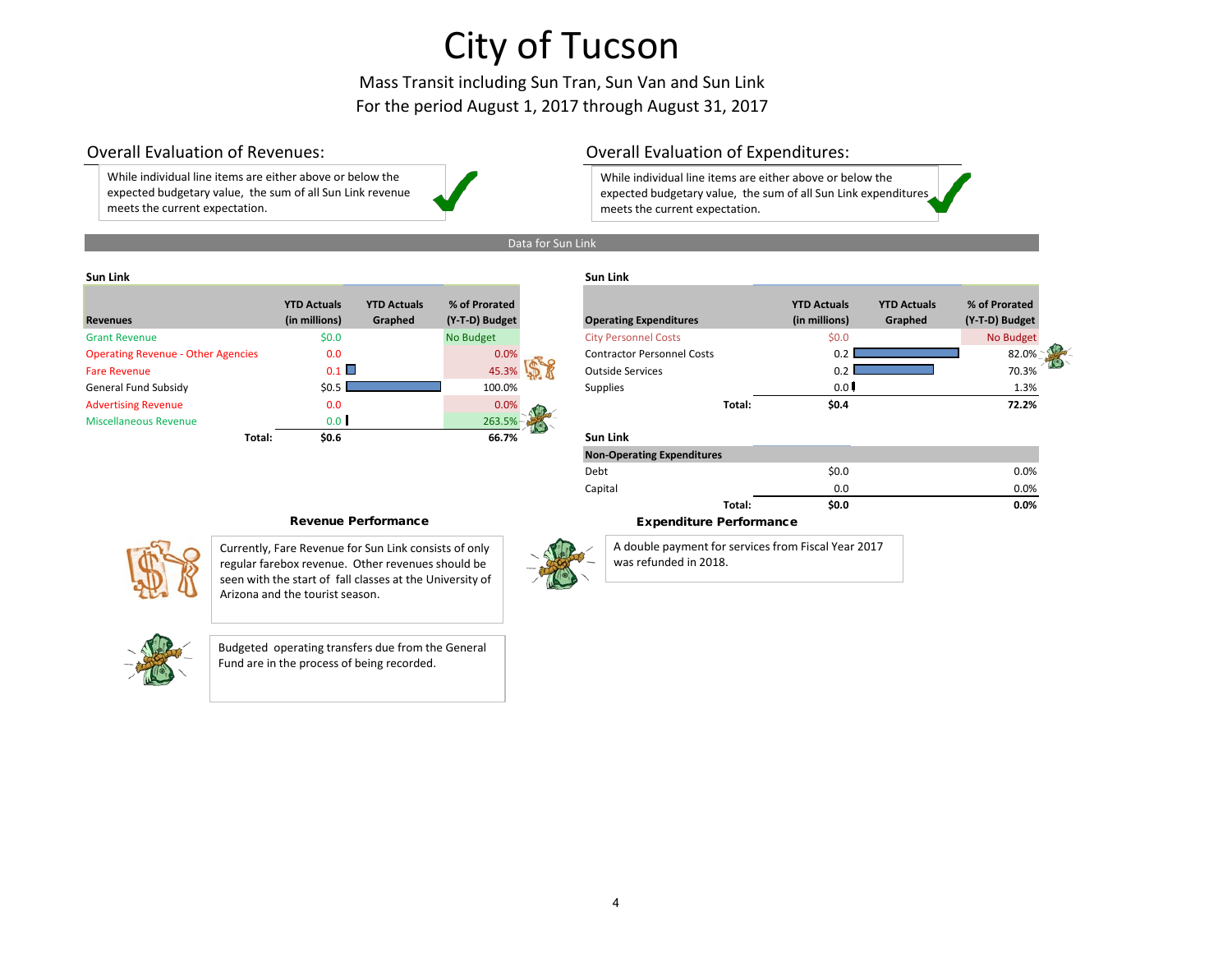# City of Tucson

Mass Transit including Sun Tran, Sun Van and Sun Link

For the period August 1, 2017 through August 31, 2017

## Overall Evaluation of Revenues:

While individual line items are either above or below the expected budgetary value, the sum of all Sun Link revenue meets the current expectation.

## Overall Evaluation of Expenditures:

While individual line items are either above or below the expected budgetary value, the sum of all Sun Link expenditures meets the current expectation.

### Data for Sun Link

**Sun Link**

| Revenues | YTD Actuals (in millions) | YTD Actuals Graphed | % of Prorated (Y-T-D) Budget |
|---|---|---|---|
| Grant Revenue | $0.0 | | No Budget |
| Operating Revenue - Other Agencies | 0.0 | | 0.0% |
| Fare Revenue | 0.1 | | 45.3% |
| General Fund Subsidy | $0.5 | | 100.0% |
| Advertising Revenue | 0.0 | | 0.0% |
| Miscellaneous Revenue | 0.0 | | 263.5% |
| **Total:** | **$0.6** | | **66.7%** |

**Sun Link**

| Operating Expenditures | YTD Actuals (in millions) | YTD Actuals Graphed | % of Prorated (Y-T-D) Budget |
|---|---|---|---|
| City Personnel Costs | $0.0 | | No Budget |
| Contractor Personnel Costs | 0.2 | | 82.0% |
| Outside Services | 0.2 | | 70.3% |
| Supplies | 0.0 | | 1.3% |
| **Total:** | **$0.4** | | **72.2%** |

**Sun Link**

| Non-Operating Expenditures | | |
|---|---|---|
| Debt | $0.0 | 0.0% |
| Capital | 0.0 | 0.0% |
| **Total:** | **$0.0** | **0.0%** |

### Revenue Performance

Currently, Fare Revenue for Sun Link consists of only regular farebox revenue. Other revenues should be seen with the start of fall classes at the University of Arizona and the tourist season.

Budgeted operating transfers due from the General Fund are in the process of being recorded.

### Expenditure Performance

A double payment for services from Fiscal Year 2017 was refunded in 2018.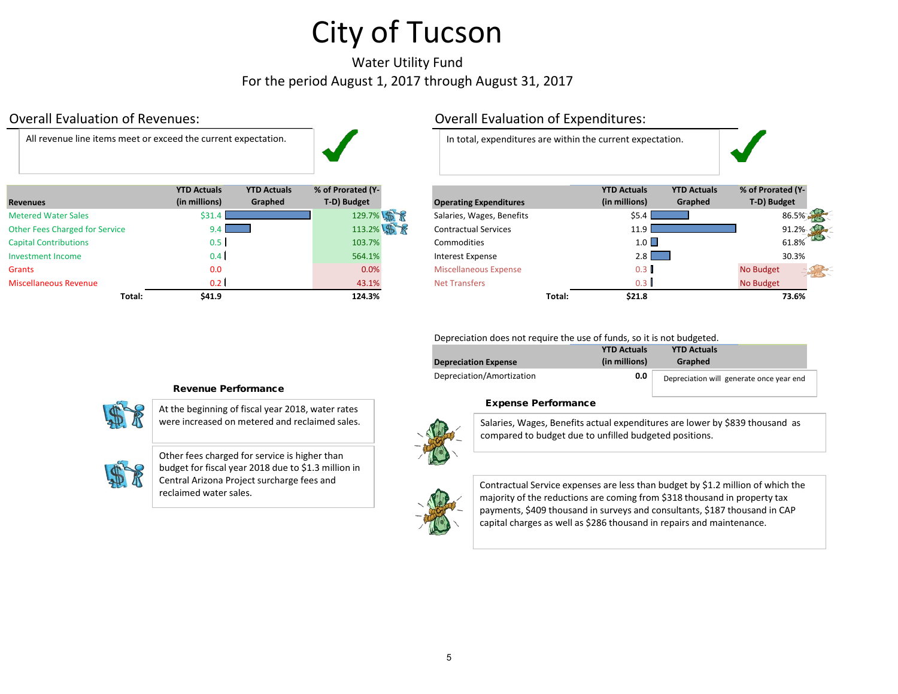# City of Tucson

Water Utility Fund

For the period August 1, 2017 through August 31, 2017

## Overall Evaluation of Revenues:

All revenue line items meet or exceed the current expectation.

| Revenues | YTD Actuals (in millions) | YTD Actuals Graphed | % of Prorated (Y-T-D) Budget |
|---|---|---|---|
| Metered Water Sales | $31.4 | | 129.7% |
| Other Fees Charged for Service | 9.4 | | 113.2% |
| Capital Contributions | 0.5 | | 103.7% |
| Investment Income | 0.4 | | 564.1% |
| Grants | 0.0 | | 0.0% |
| Miscellaneous Revenue | 0.2 | | 43.1% |
| **Total:** | **$41.9** | | **124.3%** |

### Revenue Performance

At the beginning of fiscal year 2018, water rates were increased on metered and reclaimed sales.

Other fees charged for service is higher than budget for fiscal year 2018 due to $1.3 million in Central Arizona Project surcharge fees and reclaimed water sales.

## Overall Evaluation of Expenditures:

In total, expenditures are within the current expectation.

| Operating Expenditures | YTD Actuals (in millions) | YTD Actuals Graphed | % of Prorated (Y-T-D) Budget |
|---|---|---|---|
| Salaries, Wages, Benefits | $5.4 | | 86.5% |
| Contractual Services | 11.9 | | 91.2% |
| Commodities | 1.0 | | 61.8% |
| Interest Expense | 2.8 | | 30.3% |
| Miscellaneous Expense | 0.3 | | No Budget |
| Net Transfers | 0.3 | | No Budget |
| **Total:** | **$21.8** | | **73.6%** |

Depreciation does not require the use of funds, so it is not budgeted.

| Depreciation Expense | YTD Actuals (in millions) | YTD Actuals Graphed |
|---|---|---|
| Depreciation/Amortization | **0.0** | Depreciation will generate once year end |

### Expense Performance

Salaries, Wages, Benefits actual expenditures are lower by $839 thousand as compared to budget due to unfilled budgeted positions.

Contractual Service expenses are less than budget by $1.2 million of which the majority of the reductions are coming from $318 thousand in property tax payments, $409 thousand in surveys and consultants, $187 thousand in CAP capital charges as well as $286 thousand in repairs and maintenance.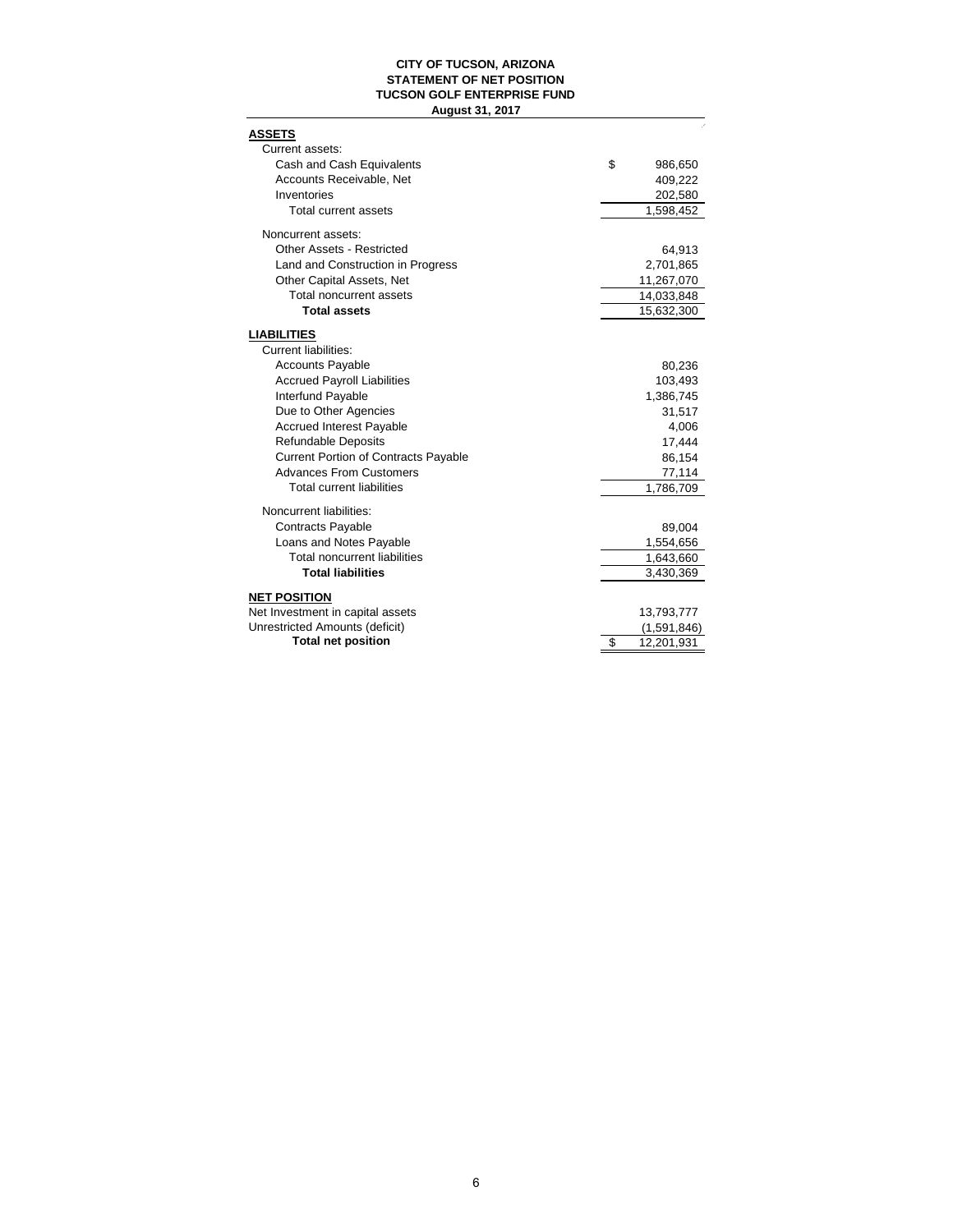**CITY OF TUCSON, ARIZONA**
**STATEMENT OF NET POSITION**
**TUCSON GOLF ENTERPRISE FUND**
**August 31, 2017**

| | |
|---|---|
| **ASSETS** | |
| Current assets: | |
| Cash and Cash Equivalents | $ 986,650 |
| Accounts Receivable, Net | 409,222 |
| Inventories | 202,580 |
| Total current assets | 1,598,452 |
| Noncurrent assets: | |
| Other Assets - Restricted | 64,913 |
| Land and Construction in Progress | 2,701,865 |
| Other Capital Assets, Net | 11,267,070 |
| Total noncurrent assets | 14,033,848 |
| **Total assets** | 15,632,300 |
| **LIABILITIES** | |
| Current liabilities: | |
| Accounts Payable | 80,236 |
| Accrued Payroll Liabilities | 103,493 |
| Interfund Payable | 1,386,745 |
| Due to Other Agencies | 31,517 |
| Accrued Interest Payable | 4,006 |
| Refundable Deposits | 17,444 |
| Current Portion of Contracts Payable | 86,154 |
| Advances From Customers | 77,114 |
| Total current liabilities | 1,786,709 |
| Noncurrent liabilities: | |
| Contracts Payable | 89,004 |
| Loans and Notes Payable | 1,554,656 |
| Total noncurrent liabilities | 1,643,660 |
| **Total liabilities** | 3,430,369 |
| **NET POSITION** | |
| Net Investment in capital assets | 13,793,777 |
| Unrestricted Amounts (deficit) | (1,591,846) |
| **Total net position** | $ 12,201,931 |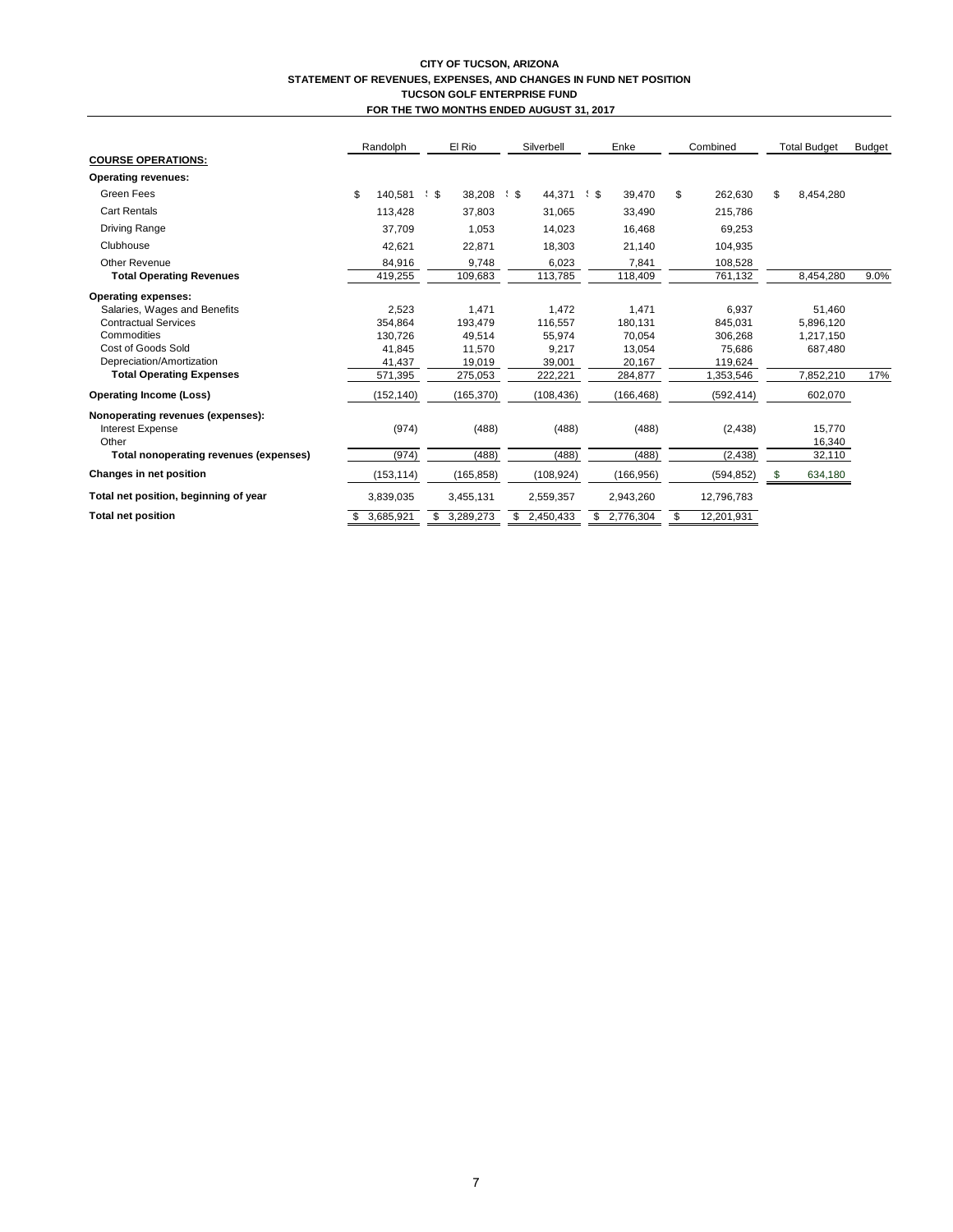**CITY OF TUCSON, ARIZONA**
**STATEMENT OF REVENUES, EXPENSES, AND CHANGES IN FUND NET POSITION**
**TUCSON GOLF ENTERPRISE FUND**
**FOR THE TWO MONTHS ENDED AUGUST 31, 2017**

| | Randolph | El Rio | Silverbell | Enke | Combined | Total Budget | Budget |
|---|---|---|---|---|---|---|---|
| **COURSE OPERATIONS:** | | | | | | | |
| **Operating revenues:** | | | | | | | |
| Green Fees | $ 140,581 | $ 38,208 | $ 44,371 | $ 39,470 | $ 262,630 | $ 8,454,280 | |
| Cart Rentals | 113,428 | 37,803 | 31,065 | 33,490 | 215,786 | | |
| Driving Range | 37,709 | 1,053 | 14,023 | 16,468 | 69,253 | | |
| Clubhouse | 42,621 | 22,871 | 18,303 | 21,140 | 104,935 | | |
| Other Revenue | 84,916 | 9,748 | 6,023 | 7,841 | 108,528 | | |
| **Total Operating Revenues** | 419,255 | 109,683 | 113,785 | 118,409 | 761,132 | 8,454,280 | 9.0% |
| **Operating expenses:** | | | | | | | |
| Salaries, Wages and Benefits | 2,523 | 1,471 | 1,472 | 1,471 | 6,937 | 51,460 | |
| Contractual Services | 354,864 | 193,479 | 116,557 | 180,131 | 845,031 | 5,896,120 | |
| Commodities | 130,726 | 49,514 | 55,974 | 70,054 | 306,268 | 1,217,150 | |
| Cost of Goods Sold | 41,845 | 11,570 | 9,217 | 13,054 | 75,686 | 687,480 | |
| Depreciation/Amortization | 41,437 | 19,019 | 39,001 | 20,167 | 119,624 | | |
| **Total Operating Expenses** | 571,395 | 275,053 | 222,221 | 284,877 | 1,353,546 | 7,852,210 | 17% |
| **Operating Income (Loss)** | (152,140) | (165,370) | (108,436) | (166,468) | (592,414) | 602,070 | |
| **Nonoperating revenues (expenses):** | | | | | | | |
| Interest Expense | (974) | (488) | (488) | (488) | (2,438) | 15,770 | |
| Other | | | | | | 16,340 | |
| **Total nonoperating revenues (expenses)** | (974) | (488) | (488) | (488) | (2,438) | 32,110 | |
| **Changes in net position** | (153,114) | (165,858) | (108,924) | (166,956) | (594,852) | $ 634,180 | |
| **Total net position, beginning of year** | 3,839,035 | 3,455,131 | 2,559,357 | 2,943,260 | 12,796,783 | | |
| **Total net position** | $ 3,685,921 | $ 3,289,273 | $ 2,450,433 | $ 2,776,304 | $ 12,201,931 | | |